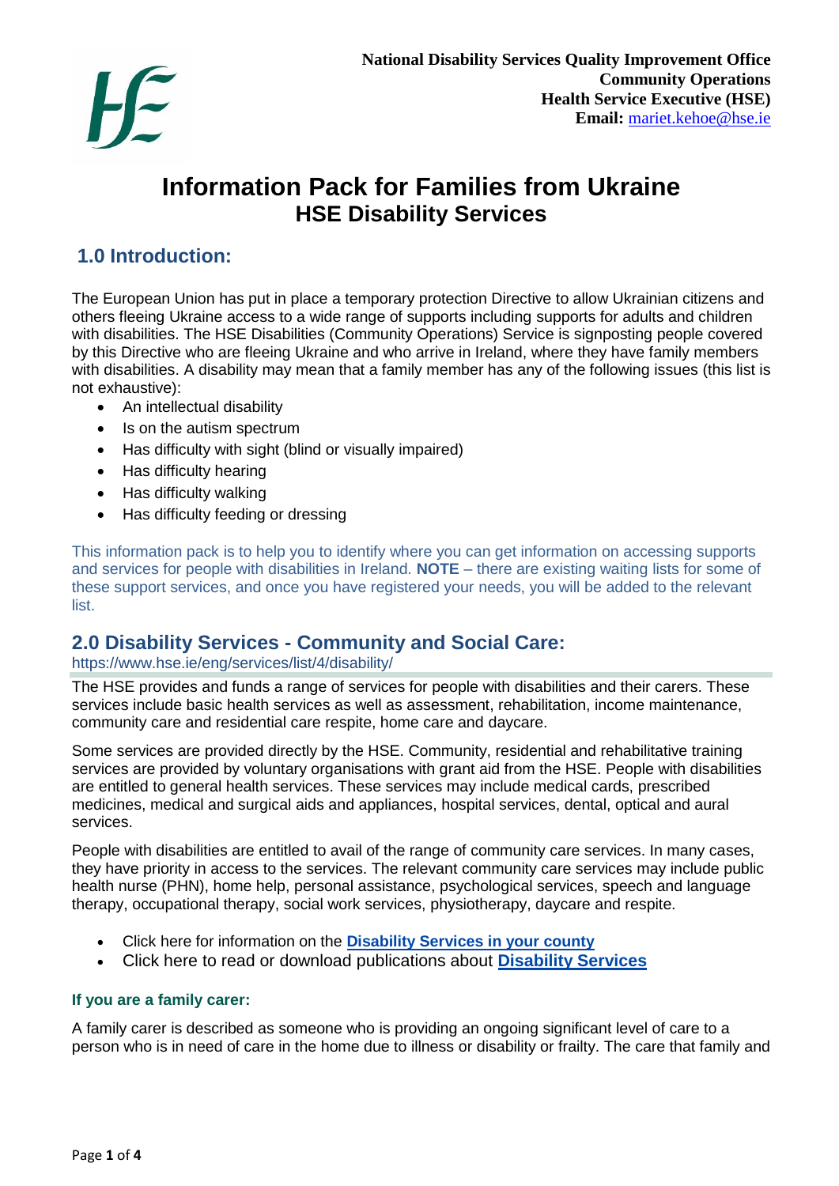**National Disability Services Quality Improvement Office**
**Community Operations**
**Health Service Executive (HSE)**
**Email:** mariet.kehoe@hse.ie

# Information Pack for Families from Ukraine
## HSE Disability Services

## 1.0 Introduction:

The European Union has put in place a temporary protection Directive to allow Ukrainian citizens and others fleeing Ukraine access to a wide range of supports including supports for adults and children with disabilities. The HSE Disabilities (Community Operations) Service is signposting people covered by this Directive who are fleeing Ukraine and who arrive in Ireland, where they have family members with disabilities. A disability may mean that a family member has any of the following issues (this list is not exhaustive):

- An intellectual disability
- Is on the autism spectrum
- Has difficulty with sight (blind or visually impaired)
- Has difficulty hearing
- Has difficulty walking
- Has difficulty feeding or dressing

This information pack is to help you to identify where you can get information on accessing supports and services for people with disabilities in Ireland. **NOTE** – there are existing waiting lists for some of these support services, and once you have registered your needs, you will be added to the relevant list.

## 2.0 Disability Services - Community and Social Care:

https://www.hse.ie/eng/services/list/4/disability/

The HSE provides and funds a range of services for people with disabilities and their carers. These services include basic health services as well as assessment, rehabilitation, income maintenance, community care and residential care respite, home care and daycare.

Some services are provided directly by the HSE. Community, residential and rehabilitative training services are provided by voluntary organisations with grant aid from the HSE. People with disabilities are entitled to general health services. These services may include medical cards, prescribed medicines, medical and surgical aids and appliances, hospital services, dental, optical and aural services.

People with disabilities are entitled to avail of the range of community care services. In many cases, they have priority in access to the services. The relevant community care services may include public health nurse (PHN), home help, personal assistance, psychological services, speech and language therapy, occupational therapy, social work services, physiotherapy, daycare and respite.

- Click here for information on the **Disability Services in your county**
- Click here to read or download publications about **Disability Services**

#### If you are a family carer:

A family carer is described as someone who is providing an ongoing significant level of care to a person who is in need of care in the home due to illness or disability or frailty. The care that family and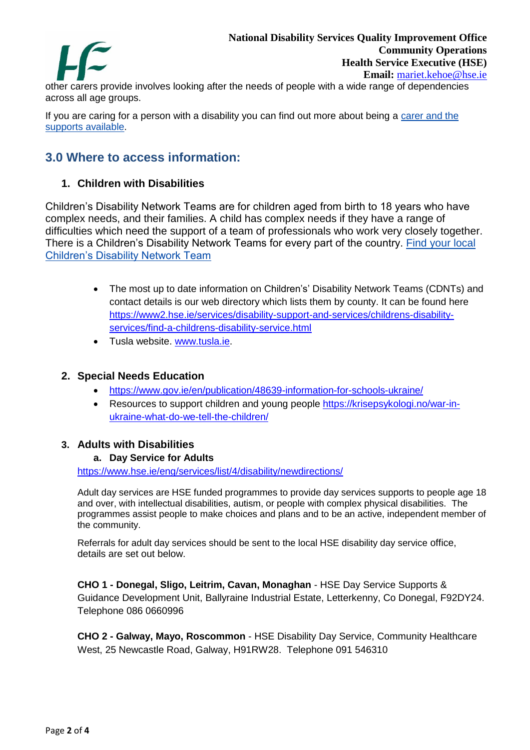other carers provide involves looking after the needs of people with a wide range of dependencies across all age groups.

If you are caring for a person with a disability you can find out more about being a carer and the supports available.

## 3.0 Where to access information:

### 1. Children with Disabilities

Children's Disability Network Teams are for children aged from birth to 18 years who have complex needs, and their families. A child has complex needs if they have a range of difficulties which need the support of a team of professionals who work very closely together. There is a Children's Disability Network Teams for every part of the country. Find your local Children's Disability Network Team

- The most up to date information on Children's' Disability Network Teams (CDNTs) and contact details is our web directory which lists them by county. It can be found here https://www2.hse.ie/services/disability-support-and-services/childrens-disability-services/find-a-childrens-disability-service.html
- Tusla website. www.tusla.ie.

### 2. Special Needs Education

- https://www.gov.ie/en/publication/48639-information-for-schools-ukraine/
- Resources to support children and young people https://krisepsykologi.no/war-in-ukraine-what-do-we-tell-the-children/

### 3. Adults with Disabilities

#### a. Day Service for Adults

https://www.hse.ie/eng/services/list/4/disability/newdirections/

Adult day services are HSE funded programmes to provide day services supports to people age 18 and over, with intellectual disabilities, autism, or people with complex physical disabilities. The programmes assist people to make choices and plans and to be an active, independent member of the community.

Referrals for adult day services should be sent to the local HSE disability day service office, details are set out below.

**CHO 1 - Donegal, Sligo, Leitrim, Cavan, Monaghan** - HSE Day Service Supports & Guidance Development Unit, Ballyraine Industrial Estate, Letterkenny, Co Donegal, F92DY24. Telephone 086 0660996

**CHO 2 - Galway, Mayo, Roscommon** - HSE Disability Day Service, Community Healthcare West, 25 Newcastle Road, Galway, H91RW28. Telephone 091 546310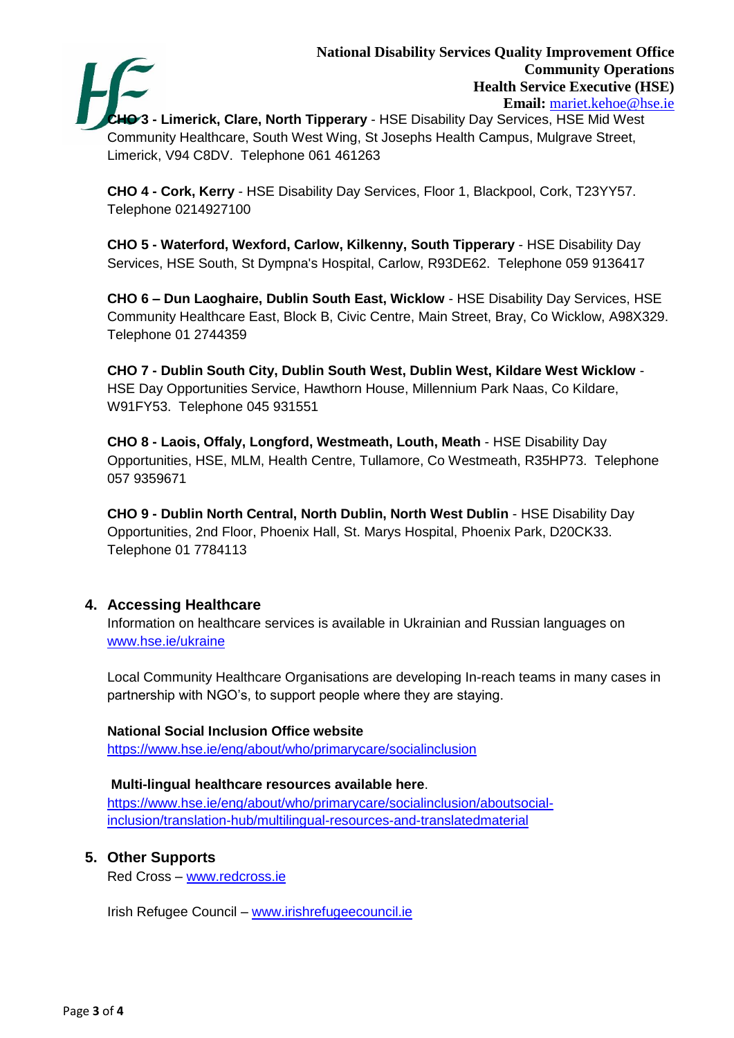**CHO 3 - Limerick, Clare, North Tipperary** - HSE Disability Day Services, HSE Mid West Community Healthcare, South West Wing, St Josephs Health Campus, Mulgrave Street, Limerick, V94 C8DV. Telephone 061 461263

**CHO 4 - Cork, Kerry** - HSE Disability Day Services, Floor 1, Blackpool, Cork, T23YY57. Telephone 0214927100

**CHO 5 - Waterford, Wexford, Carlow, Kilkenny, South Tipperary** - HSE Disability Day Services, HSE South, St Dympna's Hospital, Carlow, R93DE62. Telephone 059 9136417

**CHO 6 – Dun Laoghaire, Dublin South East, Wicklow** - HSE Disability Day Services, HSE Community Healthcare East, Block B, Civic Centre, Main Street, Bray, Co Wicklow, A98X329. Telephone 01 2744359

**CHO 7 - Dublin South City, Dublin South West, Dublin West, Kildare West Wicklow** - HSE Day Opportunities Service, Hawthorn House, Millennium Park Naas, Co Kildare, W91FY53. Telephone 045 931551

**CHO 8 - Laois, Offaly, Longford, Westmeath, Louth, Meath** - HSE Disability Day Opportunities, HSE, MLM, Health Centre, Tullamore, Co Westmeath, R35HP73. Telephone 057 9359671

**CHO 9 - Dublin North Central, North Dublin, North West Dublin** - HSE Disability Day Opportunities, 2nd Floor, Phoenix Hall, St. Marys Hospital, Phoenix Park, D20CK33. Telephone 01 7784113

## 4. Accessing Healthcare

Information on healthcare services is available in Ukrainian and Russian languages on www.hse.ie/ukraine

Local Community Healthcare Organisations are developing In-reach teams in many cases in partnership with NGO's, to support people where they are staying.

**National Social Inclusion Office website**
https://www.hse.ie/eng/about/who/primarycare/socialinclusion

**Multi-lingual healthcare resources available here**.
https://www.hse.ie/eng/about/who/primarycare/socialinclusion/aboutsocial-inclusion/translation-hub/multilingual-resources-and-translatedmaterial

## 5. Other Supports

Red Cross – www.redcross.ie

Irish Refugee Council – www.irishrefugeecouncil.ie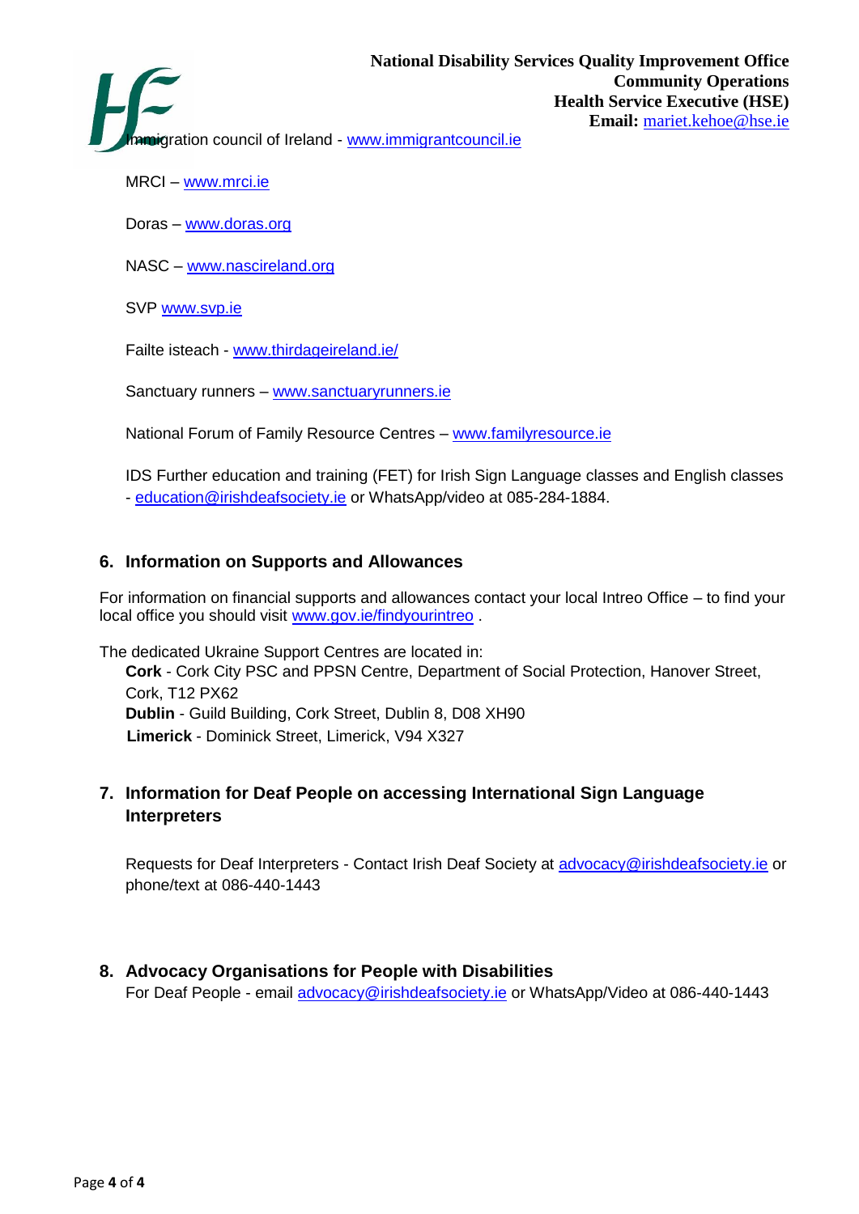Immigration council of Ireland - www.immigrantcouncil.ie

MRCI – www.mrci.ie

Doras – www.doras.org

NASC – www.nascireland.org

SVP www.svp.ie

Failte isteach - www.thirdageireland.ie/

Sanctuary runners – www.sanctuaryrunners.ie

National Forum of Family Resource Centres – www.familyresource.ie

IDS Further education and training (FET) for Irish Sign Language classes and English classes - education@irishdeafsociety.ie or WhatsApp/video at 085-284-1884.

## 6. Information on Supports and Allowances

For information on financial supports and allowances contact your local Intreo Office – to find your local office you should visit www.gov.ie/findyourintreo .

The dedicated Ukraine Support Centres are located in:

**Cork** - Cork City PSC and PPSN Centre, Department of Social Protection, Hanover Street, Cork, T12 PX62
**Dublin** - Guild Building, Cork Street, Dublin 8, D08 XH90
**Limerick** - Dominick Street, Limerick, V94 X327

## 7. Information for Deaf People on accessing International Sign Language Interpreters

Requests for Deaf Interpreters - Contact Irish Deaf Society at advocacy@irishdeafsociety.ie or phone/text at 086-440-1443

## 8. Advocacy Organisations for People with Disabilities

For Deaf People - email advocacy@irishdeafsociety.ie or WhatsApp/Video at 086-440-1443